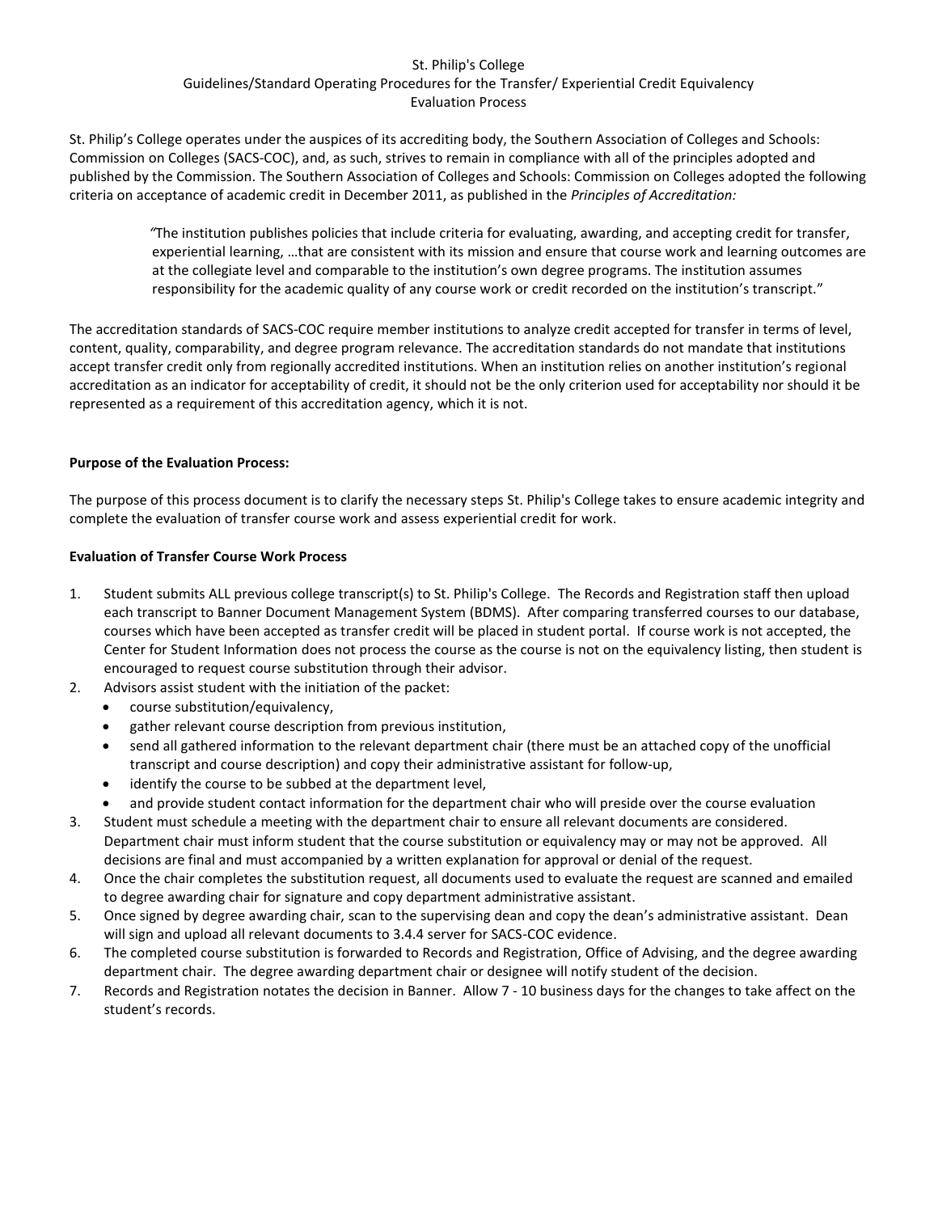St. Philip's College
Guidelines/Standard Operating Procedures for the Transfer/ Experiential Credit Equivalency
Evaluation Process

St. Philip's College operates under the auspices of its accrediting body, the Southern Association of Colleges and Schools: Commission on Colleges (SACS-COC), and, as such, strives to remain in compliance with all of the principles adopted and published by the Commission. The Southern Association of Colleges and Schools: Commission on Colleges adopted the following criteria on acceptance of academic credit in December 2011, as published in the *Principles of Accreditation:*

> "The institution publishes policies that include criteria for evaluating, awarding, and accepting credit for transfer, experiential learning, …that are consistent with its mission and ensure that course work and learning outcomes are at the collegiate level and comparable to the institution's own degree programs. The institution assumes responsibility for the academic quality of any course work or credit recorded on the institution's transcript."

The accreditation standards of SACS-COC require member institutions to analyze credit accepted for transfer in terms of level, content, quality, comparability, and degree program relevance. The accreditation standards do not mandate that institutions accept transfer credit only from regionally accredited institutions. When an institution relies on another institution's regional accreditation as an indicator for acceptability of credit, it should not be the only criterion used for acceptability nor should it be represented as a requirement of this accreditation agency, which it is not.

**Purpose of the Evaluation Process:**

The purpose of this process document is to clarify the necessary steps St. Philip's College takes to ensure academic integrity and complete the evaluation of transfer course work and assess experiential credit for work.

**Evaluation of Transfer Course Work Process**

1. Student submits ALL previous college transcript(s) to St. Philip's College. The Records and Registration staff then upload each transcript to Banner Document Management System (BDMS). After comparing transferred courses to our database, courses which have been accepted as transfer credit will be placed in student portal. If course work is not accepted, the Center for Student Information does not process the course as the course is not on the equivalency listing, then student is encouraged to request course substitution through their advisor.
2. Advisors assist student with the initiation of the packet:
   - course substitution/equivalency,
   - gather relevant course description from previous institution,
   - send all gathered information to the relevant department chair (there must be an attached copy of the unofficial transcript and course description) and copy their administrative assistant for follow-up,
   - identify the course to be subbed at the department level,
   - and provide student contact information for the department chair who will preside over the course evaluation
3. Student must schedule a meeting with the department chair to ensure all relevant documents are considered. Department chair must inform student that the course substitution or equivalency may or may not be approved. All decisions are final and must accompanied by a written explanation for approval or denial of the request.
4. Once the chair completes the substitution request, all documents used to evaluate the request are scanned and emailed to degree awarding chair for signature and copy department administrative assistant.
5. Once signed by degree awarding chair, scan to the supervising dean and copy the dean's administrative assistant. Dean will sign and upload all relevant documents to 3.4.4 server for SACS-COC evidence.
6. The completed course substitution is forwarded to Records and Registration, Office of Advising, and the degree awarding department chair. The degree awarding department chair or designee will notify student of the decision.
7. Records and Registration notates the decision in Banner. Allow 7 - 10 business days for the changes to take affect on the student's records.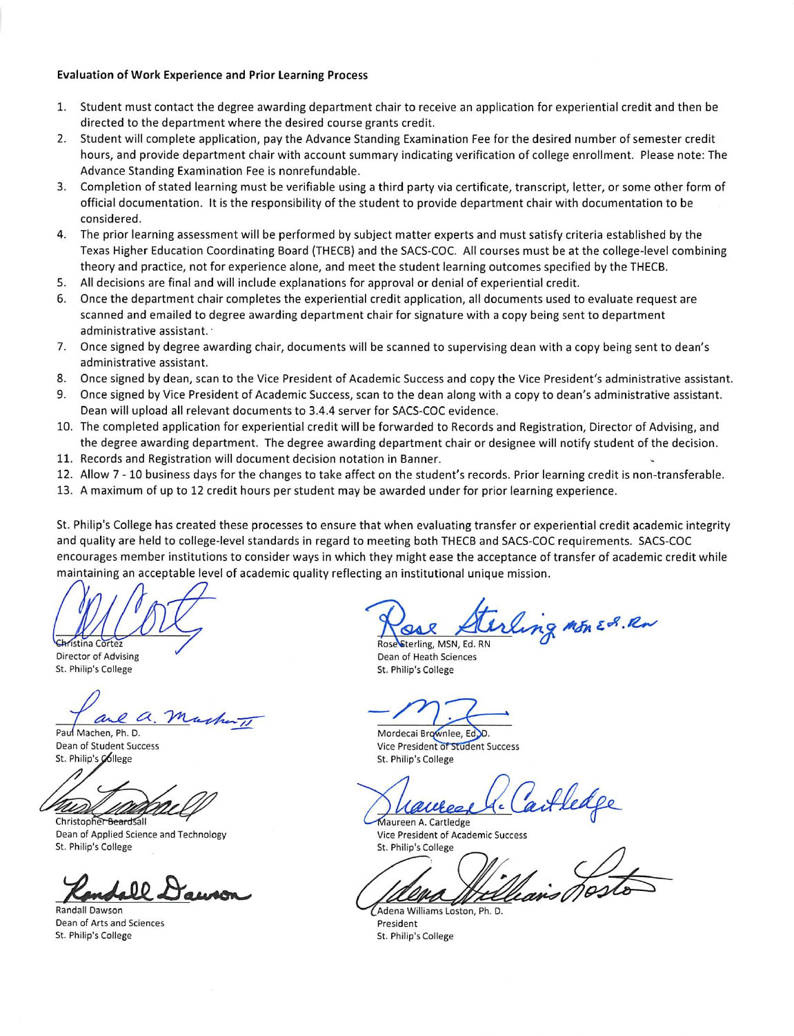**Evaluation of Work Experience and Prior Learning Process**

1. Student must contact the degree awarding department chair to receive an application for experiential credit and then be directed to the department where the desired course grants credit.
2. Student will complete application, pay the Advance Standing Examination Fee for the desired number of semester credit hours, and provide department chair with account summary indicating verification of college enrollment. Please note: The Advance Standing Examination Fee is nonrefundable.
3. Completion of stated learning must be verifiable using a third party via certificate, transcript, letter, or some other form of official documentation. It is the responsibility of the student to provide department chair with documentation to be considered.
4. The prior learning assessment will be performed by subject matter experts and must satisfy criteria established by the Texas Higher Education Coordinating Board (THECB) and the SACS-COC. All courses must be at the college-level combining theory and practice, not for experience alone, and meet the student learning outcomes specified by the THECB.
5. All decisions are final and will include explanations for approval or denial of experiential credit.
6. Once the department chair completes the experiential credit application, all documents used to evaluate request are scanned and emailed to degree awarding department chair for signature with a copy being sent to department administrative assistant.
7. Once signed by degree awarding chair, documents will be scanned to supervising dean with a copy being sent to dean's administrative assistant.
8. Once signed by dean, scan to the Vice President of Academic Success and copy the Vice President's administrative assistant.
9. Once signed by Vice President of Academic Success, scan to the dean along with a copy to dean's administrative assistant. Dean will upload all relevant documents to 3.4.4 server for SACS-COC evidence.
10. The completed application for experiential credit will be forwarded to Records and Registration, Director of Advising, and the degree awarding department. The degree awarding department chair or designee will notify student of the decision.
11. Records and Registration will document decision notation in Banner.
12. Allow 7 - 10 business days for the changes to take affect on the student's records. Prior learning credit is non-transferable.
13. A maximum of up to 12 credit hours per student may be awarded under for prior learning experience.

St. Philip's College has created these processes to ensure that when evaluating transfer or experiential credit academic integrity and quality are held to college-level standards in regard to meeting both THECB and SACS-COC requirements. SACS-COC encourages member institutions to consider ways in which they might ease the acceptance of transfer of academic credit while maintaining an acceptable level of academic quality reflecting an institutional unique mission.

Christina Cortez
Director of Advising
St. Philip's College

Rose Sterling, MSN, Ed. RN
Dean of Heath Sciences
St. Philip's College

Paul Machen, Ph. D.
Dean of Student Success
St. Philip's College

Mordecai Brownlee, Ed. D.
Vice President of Student Success
St. Philip's College

Christopher Beardsall
Dean of Applied Science and Technology
St. Philip's College

Maureen A. Cartledge
Vice President of Academic Success
St. Philip's College

Randall Dawson
Dean of Arts and Sciences
St. Philip's College

Adena Williams Loston, Ph. D.
President
St. Philip's College